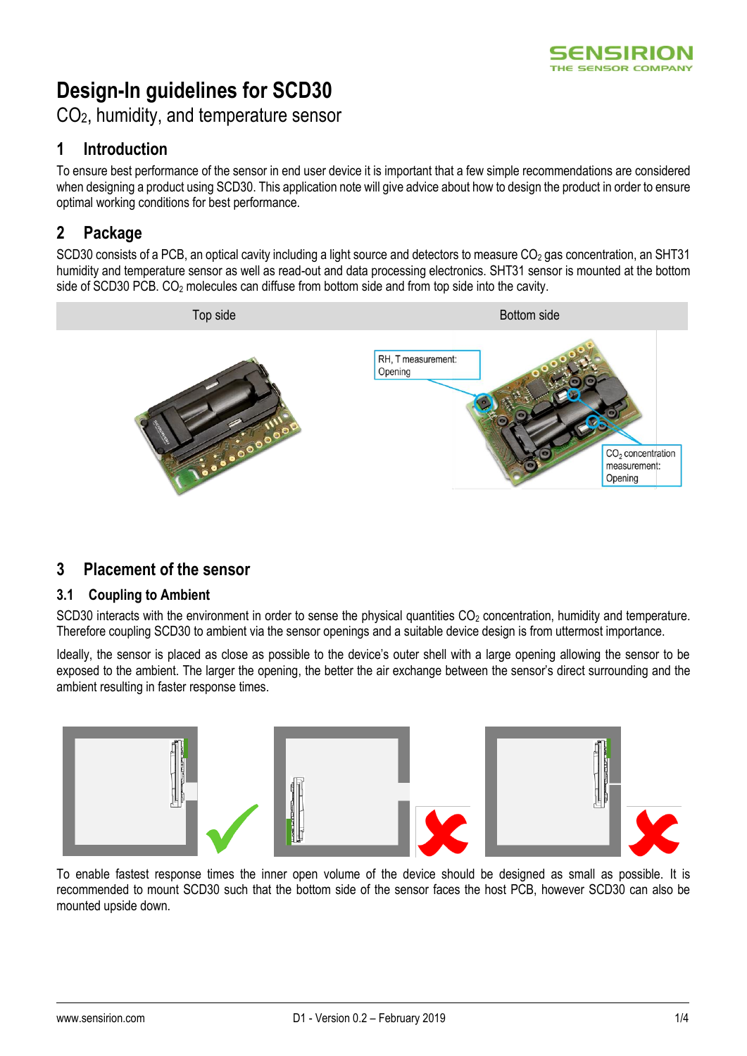# Design-In guidelines for SCD30

$CO_2$, humidity, and temperature sensor

## 1 Introduction

To ensure best performance of the sensor in end user device it is important that a few simple recommendations are considered when designing a product using SCD30. This application note will give advice about how to design the product in order to ensure optimal working conditions for best performance.

## 2 Package

SCD30 consists of a PCB, an optical cavity including a light source and detectors to measure $CO_2$ gas concentration, an SHT31 humidity and temperature sensor as well as read-out and data processing electronics. SHT31 sensor is mounted at the bottom side of SCD30 PCB. $CO_2$ molecules can diffuse from bottom side and from top side into the cavity.

| Top side | Bottom side |
| --- | --- |
| | RH, T measurement: Opening<br>$CO_2$ concentration measurement: Opening |

## 3 Placement of the sensor

### 3.1 Coupling to Ambient

SCD30 interacts with the environment in order to sense the physical quantities $CO_2$ concentration, humidity and temperature. Therefore coupling SCD30 to ambient via the sensor openings and a suitable device design is from uttermost importance.

Ideally, the sensor is placed as close as possible to the device's outer shell with a large opening allowing the sensor to be exposed to the ambient. The larger the opening, the better the air exchange between the sensor's direct surrounding and the ambient resulting in faster response times.

To enable fastest response times the inner open volume of the device should be designed as small as possible. It is recommended to mount SCD30 such that the bottom side of the sensor faces the host PCB, however SCD30 can also be mounted upside down.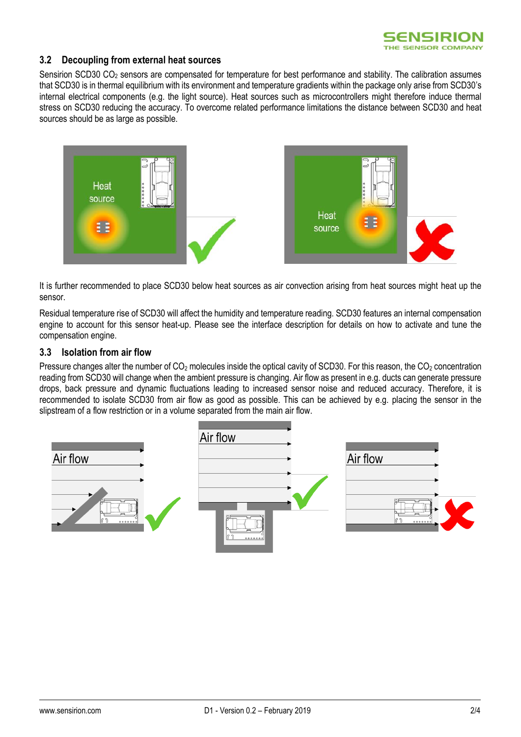## 3.2 Decoupling from external heat sources

Sensirion SCD30 $CO_2$ sensors are compensated for temperature for best performance and stability. The calibration assumes that SCD30 is in thermal equilibrium with its environment and temperature gradients within the package only arise from SCD30's internal electrical components (e.g. the light source). Heat sources such as microcontrollers might therefore induce thermal stress on SCD30 reducing the accuracy. To overcome related performance limitations the distance between SCD30 and heat sources should be as large as possible.

It is further recommended to place SCD30 below heat sources as air convection arising from heat sources might heat up the sensor.

Residual temperature rise of SCD30 will affect the humidity and temperature reading. SCD30 features an internal compensation engine to account for this sensor heat-up. Please see the interface description for details on how to activate and tune the compensation engine.

## 3.3 Isolation from air flow

Pressure changes alter the number of $CO_2$ molecules inside the optical cavity of SCD30. For this reason, the $CO_2$ concentration reading from SCD30 will change when the ambient pressure is changing. Air flow as present in e.g. ducts can generate pressure drops, back pressure and dynamic fluctuations leading to increased sensor noise and reduced accuracy. Therefore, it is recommended to isolate SCD30 from air flow as good as possible. This can be achieved by e.g. placing the sensor in the slipstream of a flow restriction or in a volume separated from the main air flow.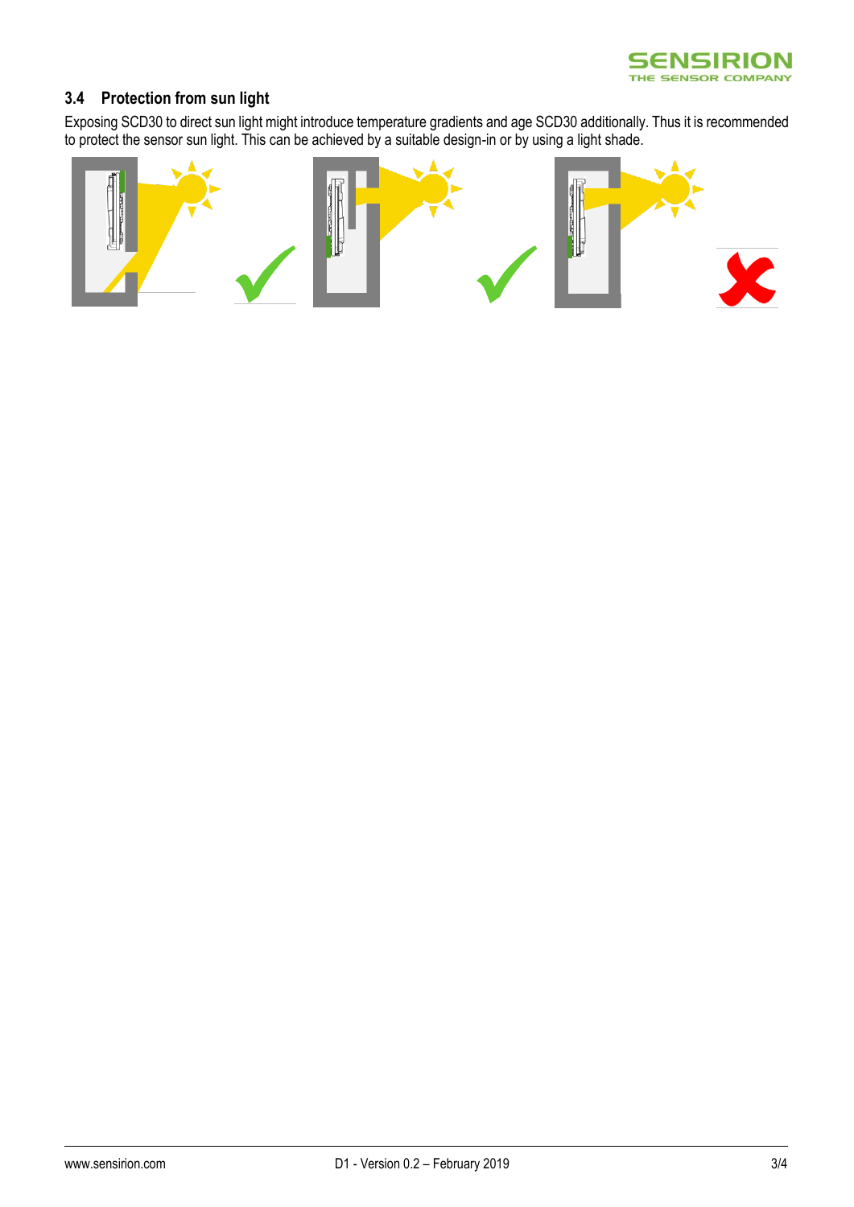### 3.4 Protection from sun light

Exposing SCD30 to direct sun light might introduce temperature gradients and age SCD30 additionally. Thus it is recommended to protect the sensor sun light. This can be achieved by a suitable design-in or by using a light shade.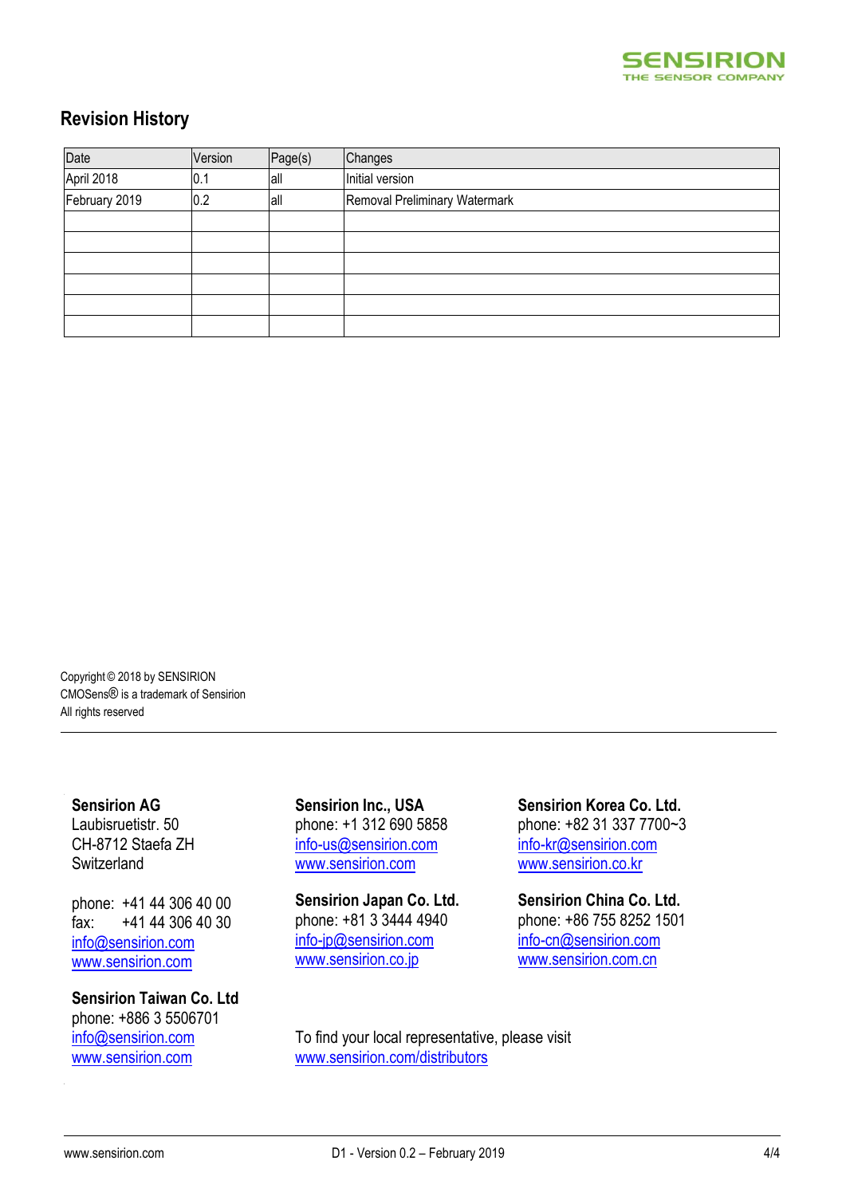## Revision History

| Date | Version | Page(s) | Changes |
|---|---|---|---|
| April 2018 | 0.1 | all | Initial version |
| February 2019 | 0.2 | all | Removal Preliminary Watermark |
| | | | |
| | | | |
| | | | |
| | | | |
| | | | |
| | | | |

Copyright © 2018 by SENSIRION
CMOSens® is a trademark of Sensirion
All rights reserved

---

**Sensirion AG**
Laubisruetistr. 50
CH-8712 Staefa ZH
Switzerland

phone: +41 44 306 40 00
fax: +41 44 306 40 30
info@sensirion.com
www.sensirion.com

**Sensirion Taiwan Co. Ltd**
phone: +886 3 5506701
info@sensirion.com
www.sensirion.com

**Sensirion Inc., USA**
phone: +1 312 690 5858
info-us@sensirion.com
www.sensirion.com

**Sensirion Japan Co. Ltd.**
phone: +81 3 3444 4940
info-jp@sensirion.com
www.sensirion.co.jp

**Sensirion Korea Co. Ltd.**
phone: +82 31 337 7700~3
info-kr@sensirion.com
www.sensirion.co.kr

**Sensirion China Co. Ltd.**
phone: +86 755 8252 1501
info-cn@sensirion.com
www.sensirion.com.cn

To find your local representative, please visit
www.sensirion.com/distributors